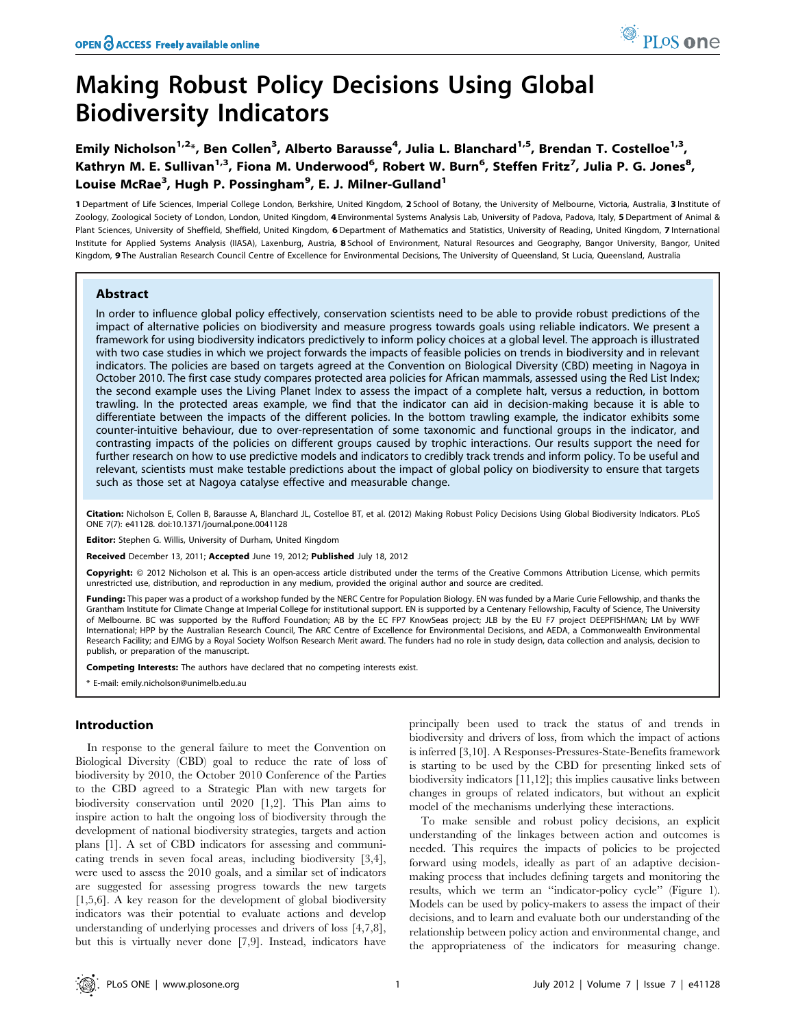# Making Robust Policy Decisions Using Global Biodiversity Indicators

**Emily Nicholson[1,2]*, Ben Collen[3], Alberto Barausse[4], Julia L. Blanchard[1,5], Brendan T. Costelloe[1,3], Kathryn M. E. Sullivan[1,3], Fiona M. Underwood[6], Robert W. Burn[6], Steffen Fritz[7], Julia P. G. Jones[8], Louise McRae[3], Hugh P. Possingham[9], E. J. Milner-Gulland[1]**

**1** Department of Life Sciences, Imperial College London, Berkshire, United Kingdom, **2** School of Botany, the University of Melbourne, Victoria, Australia, **3** Institute of Zoology, Zoological Society of London, London, United Kingdom, **4** Environmental Systems Analysis Lab, University of Padova, Padova, Italy, **5** Department of Animal & Plant Sciences, University of Sheffield, Sheffield, United Kingdom, **6** Department of Mathematics and Statistics, University of Reading, United Kingdom, **7** International Institute for Applied Systems Analysis (IIASA), Laxenburg, Austria, **8** School of Environment, Natural Resources and Geography, Bangor University, Bangor, United Kingdom, **9** The Australian Research Council Centre of Excellence for Environmental Decisions, The University of Queensland, St Lucia, Queensland, Australia

## Abstract

In order to influence global policy effectively, conservation scientists need to be able to provide robust predictions of the impact of alternative policies on biodiversity and measure progress towards goals using reliable indicators. We present a framework for using biodiversity indicators predictively to inform policy choices at a global level. The approach is illustrated with two case studies in which we project forwards the impacts of feasible policies on trends in biodiversity and in relevant indicators. The policies are based on targets agreed at the Convention on Biological Diversity (CBD) meeting in Nagoya in October 2010. The first case study compares protected area policies for African mammals, assessed using the Red List Index; the second example uses the Living Planet Index to assess the impact of a complete halt, versus a reduction, in bottom trawling. In the protected areas example, we find that the indicator can aid in decision-making because it is able to differentiate between the impacts of the different policies. In the bottom trawling example, the indicator exhibits some counter-intuitive behaviour, due to over-representation of some taxonomic and functional groups in the indicator, and contrasting impacts of the policies on different groups caused by trophic interactions. Our results support the need for further research on how to use predictive models and indicators to credibly track trends and inform policy. To be useful and relevant, scientists must make testable predictions about the impact of global policy on biodiversity to ensure that targets such as those set at Nagoya catalyse effective and measurable change.

**Citation:** Nicholson E, Collen B, Barausse A, Blanchard JL, Costelloe BT, et al. (2012) Making Robust Policy Decisions Using Global Biodiversity Indicators. PLoS ONE 7(7): e41128. doi:10.1371/journal.pone.0041128

**Editor:** Stephen G. Willis, University of Durham, United Kingdom

**Received** December 13, 2011; **Accepted** June 19, 2012; **Published** July 18, 2012

**Copyright:** © 2012 Nicholson et al. This is an open-access article distributed under the terms of the Creative Commons Attribution License, which permits unrestricted use, distribution, and reproduction in any medium, provided the original author and source are credited.

**Funding:** This paper was a product of a workshop funded by the NERC Centre for Population Biology. EN was funded by a Marie Curie Fellowship, and thanks the Grantham Institute for Climate Change at Imperial College for institutional support. EN is supported by a Centenary Fellowship, Faculty of Science, The University of Melbourne. BC was supported by the Rufford Foundation; AB by the EC FP7 KnowSeas project; JLB by the EU F7 project DEEPFISHMAN; LM by WWF International; HPP by the Australian Research Council, The ARC Centre of Excellence for Environmental Decisions, and AEDA, a Commonwealth Environmental Research Facility; and EJMG by a Royal Society Wolfson Research Merit award. The funders had no role in study design, data collection and analysis, decision to publish, or preparation of the manuscript.

**Competing Interests:** The authors have declared that no competing interests exist.

* E-mail: emily.nicholson@unimelb.edu.au

## Introduction

In response to the general failure to meet the Convention on Biological Diversity (CBD) goal to reduce the rate of loss of biodiversity by 2010, the October 2010 Conference of the Parties to the CBD agreed to a Strategic Plan with new targets for biodiversity conservation until 2020 [1,2]. This Plan aims to inspire action to halt the ongoing loss of biodiversity through the development of national biodiversity strategies, targets and action plans [1]. A set of CBD indicators for assessing and communicating trends in seven focal areas, including biodiversity [3,4], were used to assess the 2010 goals, and a similar set of indicators are suggested for assessing progress towards the new targets [1,5,6]. A key reason for the development of global biodiversity indicators was their potential to evaluate actions and develop understanding of underlying processes and drivers of loss [4,7,8], but this is virtually never done [7,9]. Instead, indicators have principally been used to track the status of and trends in biodiversity and drivers of loss, from which the impact of actions is inferred [3,10]. A Responses-Pressures-State-Benefits framework is starting to be used by the CBD for presenting linked sets of biodiversity indicators [11,12]; this implies causative links between changes in groups of related indicators, but without an explicit model of the mechanisms underlying these interactions.

To make sensible and robust policy decisions, an explicit understanding of the linkages between action and outcomes is needed. This requires the impacts of policies to be projected forward using models, ideally as part of an adaptive decision-making process that includes defining targets and monitoring the results, which we term an "indicator-policy cycle" (Figure 1). Models can be used by policy-makers to assess the impact of their decisions, and to learn and evaluate both our understanding of the relationship between policy action and environmental change, and the appropriateness of the indicators for measuring change.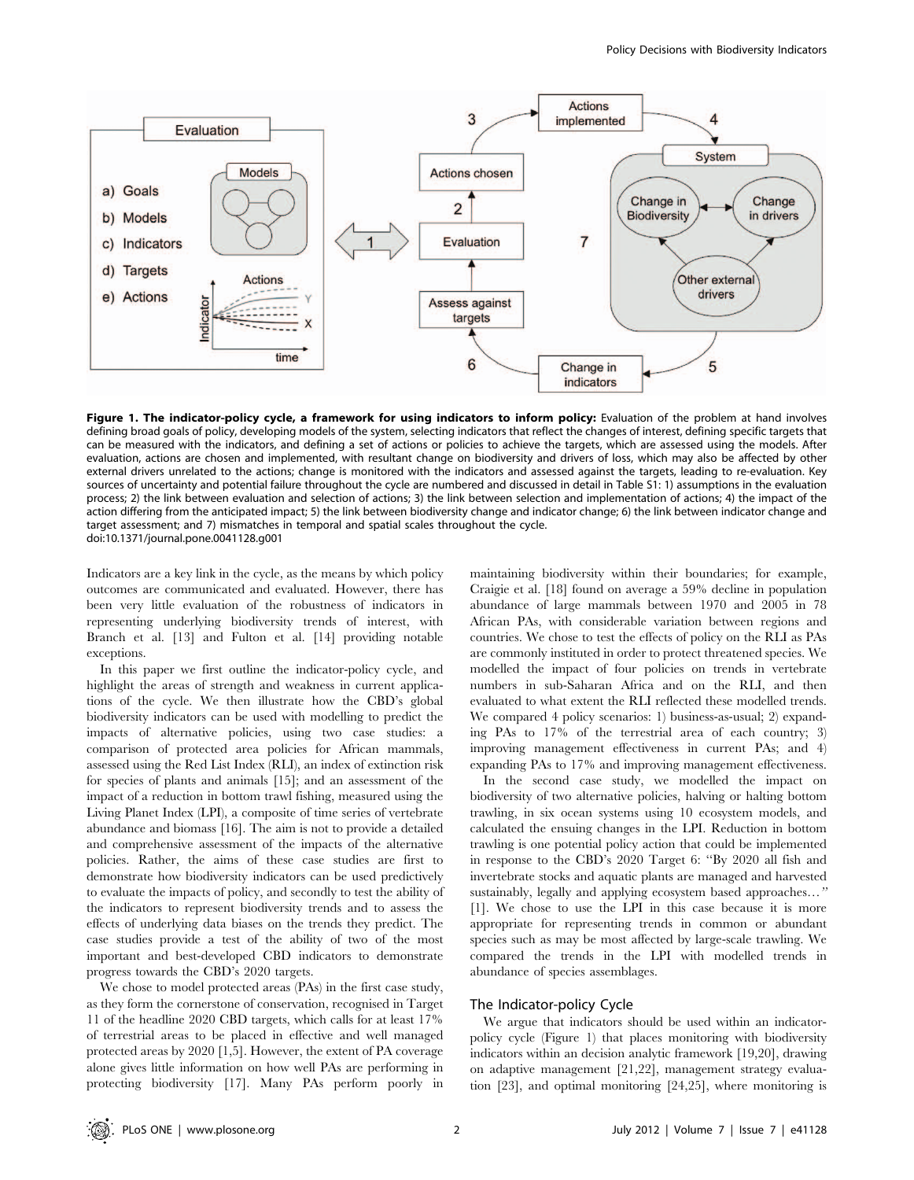**Figure 1. The indicator-policy cycle, a framework for using indicators to inform policy:** Evaluation of the problem at hand involves defining broad goals of policy, developing models of the system, selecting indicators that reflect the changes of interest, defining specific targets that can be measured with the indicators, and defining a set of actions or policies to achieve the targets, which are assessed using the models. After evaluation, actions are chosen and implemented, with resultant change on biodiversity and drivers of loss, which may also be affected by other external drivers unrelated to the actions; change is monitored with the indicators and assessed against the targets, leading to re-evaluation. Key sources of uncertainty and potential failure throughout the cycle are numbered and discussed in detail in Table S1: 1) assumptions in the evaluation process; 2) the link between evaluation and selection of actions; 3) the link between selection and implementation of actions; 4) the impact of the action differing from the anticipated impact; 5) the link between biodiversity change and indicator change; 6) the link between indicator change and target assessment; and 7) mismatches in temporal and spatial scales throughout the cycle.
doi:10.1371/journal.pone.0041128.g001

Indicators are a key link in the cycle, as the means by which policy outcomes are communicated and evaluated. However, there has been very little evaluation of the robustness of indicators in representing underlying biodiversity trends of interest, with Branch et al. [13] and Fulton et al. [14] providing notable exceptions.

In this paper we first outline the indicator-policy cycle, and highlight the areas of strength and weakness in current applications of the cycle. We then illustrate how the CBD's global biodiversity indicators can be used with modelling to predict the impacts of alternative policies, using two case studies: a comparison of protected area policies for African mammals, assessed using the Red List Index (RLI), an index of extinction risk for species of plants and animals [15]; and an assessment of the impact of a reduction in bottom trawl fishing, measured using the Living Planet Index (LPI), a composite of time series of vertebrate abundance and biomass [16]. The aim is not to provide a detailed and comprehensive assessment of the impacts of the alternative policies. Rather, the aims of these case studies are first to demonstrate how biodiversity indicators can be used predictively to evaluate the impacts of policy, and secondly to test the ability of the indicators to represent biodiversity trends and to assess the effects of underlying data biases on the trends they predict. The case studies provide a test of the ability of two of the most important and best-developed CBD indicators to demonstrate progress towards the CBD's 2020 targets.

We chose to model protected areas (PAs) in the first case study, as they form the cornerstone of conservation, recognised in Target 11 of the headline 2020 CBD targets, which calls for at least 17% of terrestrial areas to be placed in effective and well managed protected areas by 2020 [1,5]. However, the extent of PA coverage alone gives little information on how well PAs are performing in protecting biodiversity [17]. Many PAs perform poorly in maintaining biodiversity within their boundaries; for example, Craigie et al. [18] found on average a 59% decline in population abundance of large mammals between 1970 and 2005 in 78 African PAs, with considerable variation between regions and countries. We chose to test the effects of policy on the RLI as PAs are commonly instituted in order to protect threatened species. We modelled the impact of four policies on trends in vertebrate numbers in sub-Saharan Africa and on the RLI, and then evaluated to what extent the RLI reflected these modelled trends. We compared 4 policy scenarios: 1) business-as-usual; 2) expanding PAs to 17% of the terrestrial area of each country; 3) improving management effectiveness in current PAs; and 4) expanding PAs to 17% and improving management effectiveness.

In the second case study, we modelled the impact on biodiversity of two alternative policies, halving or halting bottom trawling, in six ocean systems using 10 ecosystem models, and calculated the ensuing changes in the LPI. Reduction in bottom trawling is one potential policy action that could be implemented in response to the CBD's 2020 Target 6: "By 2020 all fish and invertebrate stocks and aquatic plants are managed and harvested sustainably, legally and applying ecosystem based approaches…" [1]. We chose to use the LPI in this case because it is more appropriate for representing trends in common or abundant species such as may be most affected by large-scale trawling. We compared the trends in the LPI with modelled trends in abundance of species assemblages.

## The Indicator-policy Cycle

We argue that indicators should be used within an indicator-policy cycle (Figure 1) that places monitoring with biodiversity indicators within an decision analytic framework [19,20], drawing on adaptive management [21,22], management strategy evaluation [23], and optimal monitoring [24,25], where monitoring is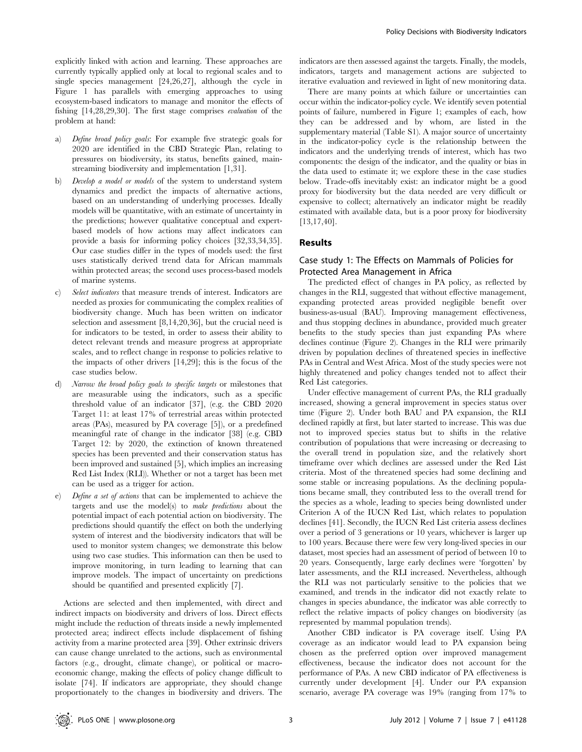explicitly linked with action and learning. These approaches are currently typically applied only at local to regional scales and to single species management [24,26,27], although the cycle in Figure 1 has parallels with emerging approaches to using ecosystem-based indicators to manage and monitor the effects of fishing [14,28,29,30]. The first stage comprises *evaluation* of the problem at hand:

a) *Define broad policy goals*: For example five strategic goals for 2020 are identified in the CBD Strategic Plan, relating to pressures on biodiversity, its status, benefits gained, mainstreaming biodiversity and implementation [1,31].
b) *Develop a model or models* of the system to understand system dynamics and predict the impacts of alternative actions, based on an understanding of underlying processes. Ideally models will be quantitative, with an estimate of uncertainty in the predictions; however qualitative conceptual and expert-based models of how actions may affect indicators can provide a basis for informing policy choices [32,33,34,35]. Our case studies differ in the types of models used: the first uses statistically derived trend data for African mammals within protected areas; the second uses process-based models of marine systems.
c) *Select indicators* that measure trends of interest. Indicators are needed as proxies for communicating the complex realities of biodiversity change. Much has been written on indicator selection and assessment [8,14,20,36], but the crucial need is for indicators to be tested, in order to assess their ability to detect relevant trends and measure progress at appropriate scales, and to reflect change in response to policies relative to the impacts of other drivers [14,29]; this is the focus of the case studies below.
d) *Narrow the broad policy goals to specific targets* or milestones that are measurable using the indicators, such as a specific threshold value of an indicator [37], (e.g. the CBD 2020 Target 11: at least 17% of terrestrial areas within protected areas (PAs), measured by PA coverage [5]), or a predefined meaningful rate of change in the indicator [38] (e.g. CBD Target 12: by 2020, the extinction of known threatened species has been prevented and their conservation status has been improved and sustained [5], which implies an increasing Red List Index (RLI)). Whether or not a target has been met can be used as a trigger for action.
e) *Define a set of actions* that can be implemented to achieve the targets and use the model(s) to *make predictions* about the potential impact of each potential action on biodiversity. The predictions should quantify the effect on both the underlying system of interest and the biodiversity indicators that will be used to monitor system changes; we demonstrate this below using two case studies. This information can then be used to improve monitoring, in turn leading to learning that can improve models. The impact of uncertainty on predictions should be quantified and presented explicitly [7].

Actions are selected and then implemented, with direct and indirect impacts on biodiversity and drivers of loss. Direct effects might include the reduction of threats inside a newly implemented protected area; indirect effects include displacement of fishing activity from a marine protected area [39]. Other extrinsic drivers can cause change unrelated to the actions, such as environmental factors (e.g., drought, climate change), or political or macro-economic change, making the effects of policy change difficult to isolate [74]. If indicators are appropriate, they should change proportionately to the changes in biodiversity and drivers. The indicators are then assessed against the targets. Finally, the models, indicators, targets and management actions are subjected to iterative evaluation and reviewed in light of new monitoring data.

There are many points at which failure or uncertainties can occur within the indicator-policy cycle. We identify seven potential points of failure, numbered in Figure 1; examples of each, how they can be addressed and by whom, are listed in the supplementary material (Table S1). A major source of uncertainty in the indicator-policy cycle is the relationship between the indicators and the underlying trends of interest, which has two components: the design of the indicator, and the quality or bias in the data used to estimate it; we explore these in the case studies below. Trade-offs inevitably exist: an indicator might be a good proxy for biodiversity but the data needed are very difficult or expensive to collect; alternatively an indicator might be readily estimated with available data, but is a poor proxy for biodiversity [13,17,40].

## Results

### Case study 1: The Effects on Mammals of Policies for Protected Area Management in Africa

The predicted effect of changes in PA policy, as reflected by changes in the RLI, suggested that without effective management, expanding protected areas provided negligible benefit over business-as-usual (BAU). Improving management effectiveness, and thus stopping declines in abundance, provided much greater benefits to the study species than just expanding PAs where declines continue (Figure 2). Changes in the RLI were primarily driven by population declines of threatened species in ineffective PAs in Central and West Africa. Most of the study species were not highly threatened and policy changes tended not to affect their Red List categories.

Under effective management of current PAs, the RLI gradually increased, showing a general improvement in species status over time (Figure 2). Under both BAU and PA expansion, the RLI declined rapidly at first, but later started to increase. This was due not to improved species status but to shifts in the relative contribution of populations that were increasing or decreasing to the overall trend in population size, and the relatively short timeframe over which declines are assessed under the Red List criteria. Most of the threatened species had some declining and some stable or increasing populations. As the declining populations became small, they contributed less to the overall trend for the species as a whole, leading to species being downlisted under Criterion A of the IUCN Red List, which relates to population declines [41]. Secondly, the IUCN Red List criteria assess declines over a period of 3 generations or 10 years, whichever is larger up to 100 years. Because there were few very long-lived species in our dataset, most species had an assessment of period of between 10 to 20 years. Consequently, large early declines were 'forgotten' by later assessments, and the RLI increased. Nevertheless, although the RLI was not particularly sensitive to the policies that we examined, and trends in the indicator did not exactly relate to changes in species abundance, the indicator was able correctly to reflect the relative impacts of policy changes on biodiversity (as represented by mammal population trends).

Another CBD indicator is PA coverage itself. Using PA coverage as an indicator would lead to PA expansion being chosen as the preferred option over improved management effectiveness, because the indicator does not account for the performance of PAs. A new CBD indicator of PA effectiveness is currently under development [4]. Under our PA expansion scenario, average PA coverage was 19% (ranging from 17% to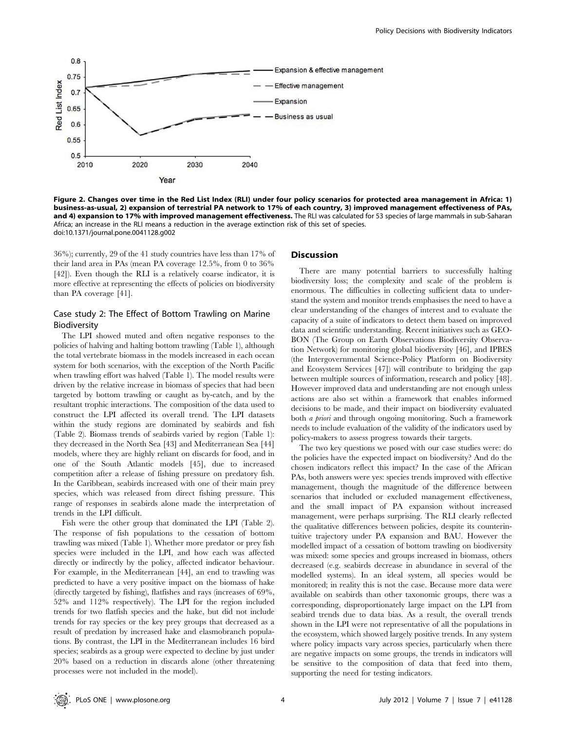**Figure 2. Changes over time in the Red List Index (RLI) under four policy scenarios for protected area management in Africa: 1) business-as-usual, 2) expansion of terrestrial PA network to 17% of each country, 3) improved management effectiveness of PAs, and 4) expansion to 17% with improved management effectiveness.** The RLI was calculated for 53 species of large mammals in sub-Saharan Africa; an increase in the RLI means a reduction in the average extinction risk of this set of species.
doi:10.1371/journal.pone.0041128.g002

36%); currently, 29 of the 41 study countries have less than 17% of their land area in PAs (mean PA coverage 12.5%, from 0 to 36% [42]). Even though the RLI is a relatively coarse indicator, it is more effective at representing the effects of policies on biodiversity than PA coverage [41].

### Case study 2: The Effect of Bottom Trawling on Marine Biodiversity

The LPI showed muted and often negative responses to the policies of halving and halting bottom trawling (Table 1), although the total vertebrate biomass in the models increased in each ocean system for both scenarios, with the exception of the North Pacific when trawling effort was halved (Table 1). The model results were driven by the relative increase in biomass of species that had been targeted by bottom trawling or caught as by-catch, and by the resultant trophic interactions. The composition of the data used to construct the LPI affected its overall trend. The LPI datasets within the study regions are dominated by seabirds and fish (Table 2). Biomass trends of seabirds varied by region (Table 1): they decreased in the North Sea [43] and Mediterranean Sea [44] models, where they are highly reliant on discards for food, and in one of the South Atlantic models [45], due to increased competition after a release of fishing pressure on predatory fish. In the Caribbean, seabirds increased with one of their main prey species, which was released from direct fishing pressure. This range of responses in seabirds alone made the interpretation of trends in the LPI difficult.

Fish were the other group that dominated the LPI (Table 2). The response of fish populations to the cessation of bottom trawling was mixed (Table 1). Whether more predator or prey fish species were included in the LPI, and how each was affected directly or indirectly by the policy, affected indicator behaviour. For example, in the Mediterranean [44], an end to trawling was predicted to have a very positive impact on the biomass of hake (directly targeted by fishing), flatfishes and rays (increases of 69%, 52% and 112% respectively). The LPI for the region included trends for two flatfish species and the hake, but did not include trends for ray species or the key prey groups that decreased as a result of predation by increased hake and elasmobranch populations. By contrast, the LPI in the Mediterranean includes 16 bird species; seabirds as a group were expected to decline by just under 20% based on a reduction in discards alone (other threatening processes were not included in the model).

## Discussion

There are many potential barriers to successfully halting biodiversity loss; the complexity and scale of the problem is enormous. The difficulties in collecting sufficient data to understand the system and monitor trends emphasises the need to have a clear understanding of the changes of interest and to evaluate the capacity of a suite of indicators to detect them based on improved data and scientific understanding. Recent initiatives such as GEO-BON (The Group on Earth Observations Biodiversity Observation Network) for monitoring global biodiversity [46], and IPBES (the Intergovernmental Science-Policy Platform on Biodiversity and Ecosystem Services [47]) will contribute to bridging the gap between multiple sources of information, research and policy [48]. However improved data and understanding are not enough unless actions are also set within a framework that enables informed decisions to be made, and their impact on biodiversity evaluated both *a priori* and through ongoing monitoring. Such a framework needs to include evaluation of the validity of the indicators used by policy-makers to assess progress towards their targets.

The two key questions we posed with our case studies were: do the policies have the expected impact on biodiversity? And do the chosen indicators reflect this impact? In the case of the African PAs, both answers were yes: species trends improved with effective management, though the magnitude of the difference between scenarios that included or excluded management effectiveness, and the small impact of PA expansion without increased management, were perhaps surprising. The RLI clearly reflected the qualitative differences between policies, despite its counterintuitive trajectory under PA expansion and BAU. However the modelled impact of a cessation of bottom trawling on biodiversity was mixed: some species and groups increased in biomass, others decreased (e.g. seabirds decrease in abundance in several of the modelled systems). In an ideal system, all species would be monitored; in reality this is not the case. Because more data were available on seabirds than other taxonomic groups, there was a corresponding, disproportionately large impact on the LPI from seabird trends due to data bias. As a result, the overall trends shown in the LPI were not representative of all the populations in the ecosystem, which showed largely positive trends. In any system where policy impacts vary across species, particularly when there are negative impacts on some groups, the trends in indicators will be sensitive to the composition of data that feed into them, supporting the need for testing indicators.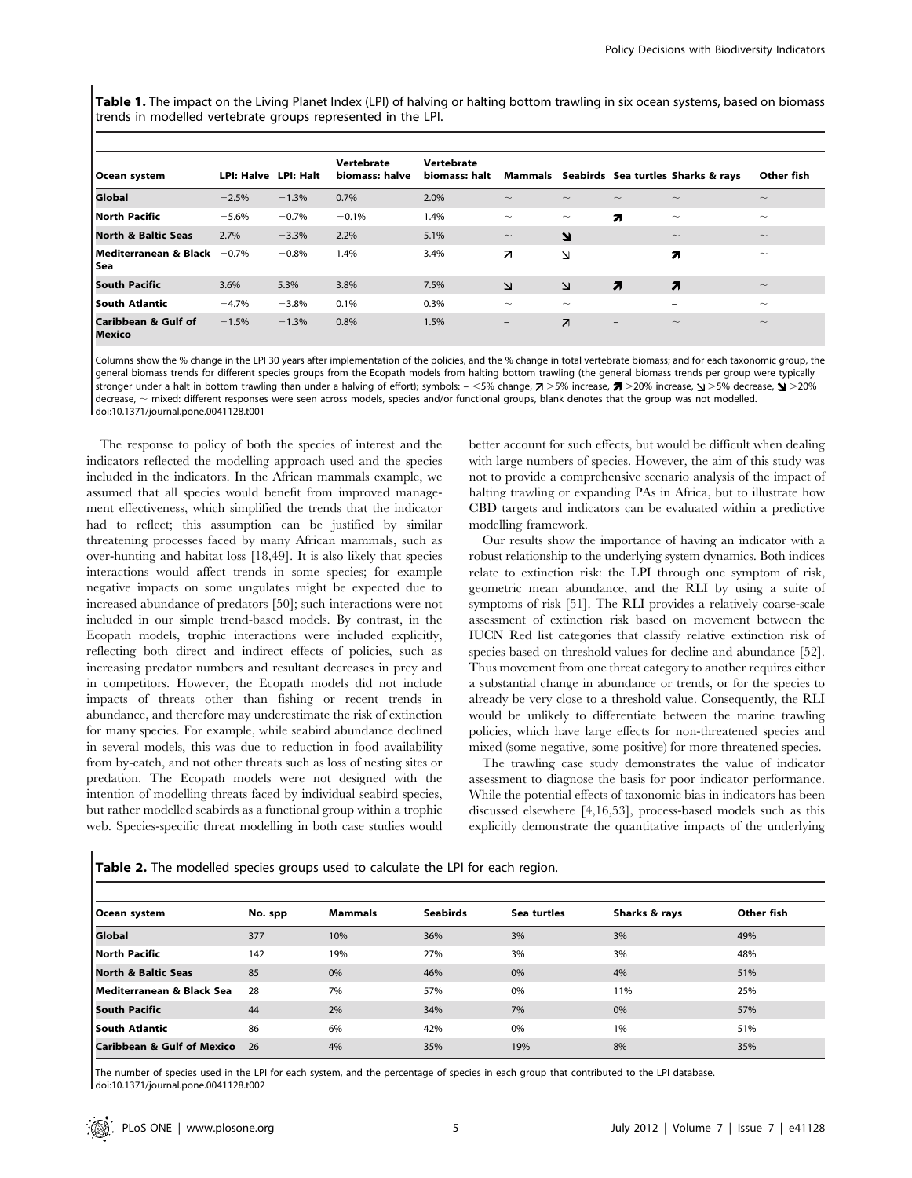**Table 1.** The impact on the Living Planet Index (LPI) of halving or halting bottom trawling in six ocean systems, based on biomass trends in modelled vertebrate groups represented in the LPI.

| Ocean system | LPI: Halve | LPI: Halt | Vertebrate biomass: halve | Vertebrate biomass: halt | Mammals | Seabirds | Sea turtles | Sharks & rays | Other fish |
|---|---|---|---|---|---|---|---|---|---|
| **Global** | −2.5% | −1.3% | 0.7% | 2.0% | ~ | ~ | ~ | ~ | ~ |
| **North Pacific** | −5.6% | −0.7% | −0.1% | 1.4% | ~ | ~ | **↗** | ~ | ~ |
| **North & Baltic Seas** | 2.7% | −3.3% | 2.2% | 5.1% | ~ | **↘** | | ~ | ~ |
| **Mediterranean & Black Sea** | −0.7% | −0.8% | 1.4% | 3.4% | ↗ | ↘ | | **↗** | ~ |
| **South Pacific** | 3.6% | 5.3% | 3.8% | 7.5% | ↘ | ↘ | **↗** | **↗** | ~ |
| **South Atlantic** | −4.7% | −3.8% | 0.1% | 0.3% | ~ | ~ | | – | ~ |
| **Caribbean & Gulf of Mexico** | −1.5% | −1.3% | 0.8% | 1.5% | – | ↗ | – | ~ | ~ |

Columns show the % change in the LPI 30 years after implementation of the policies, and the % change in total vertebrate biomass; and for each taxonomic group, the general biomass trends for different species groups from the Ecopath models from halting bottom trawling (the general biomass trends per group were typically stronger under a halt in bottom trawling than under a halving of effort); symbols: – <5% change, ↗ >5% increase, **↗** >20% increase, ↘ >5% decrease, **↘** >20% decrease, ~ mixed: different responses were seen across models, species and/or functional groups, blank denotes that the group was not modelled.
doi:10.1371/journal.pone.0041128.t001

The response to policy of both the species of interest and the indicators reflected the modelling approach used and the species included in the indicators. In the African mammals example, we assumed that all species would benefit from improved management effectiveness, which simplified the trends that the indicator had to reflect; this assumption can be justified by similar threatening processes faced by many African mammals, such as over-hunting and habitat loss [18,49]. It is also likely that species interactions would affect trends in some species; for example negative impacts on some ungulates might be expected due to increased abundance of predators [50]; such interactions were not included in our simple trend-based models. By contrast, in the Ecopath models, trophic interactions were included explicitly, reflecting both direct and indirect effects of policies, such as increasing predator numbers and resultant decreases in prey and in competitors. However, the Ecopath models did not include impacts of threats other than fishing or recent trends in abundance, and therefore may underestimate the risk of extinction for many species. For example, while seabird abundance declined in several models, this was due to reduction in food availability from by-catch, and not other threats such as loss of nesting sites or predation. The Ecopath models were not designed with the intention of modelling threats faced by individual seabird species, but rather modelled seabirds as a functional group within a trophic web. Species-specific threat modelling in both case studies would better account for such effects, but would be difficult when dealing with large numbers of species. However, the aim of this study was not to provide a comprehensive scenario analysis of the impact of halting trawling or expanding PAs in Africa, but to illustrate how CBD targets and indicators can be evaluated within a predictive modelling framework.

Our results show the importance of having an indicator with a robust relationship to the underlying system dynamics. Both indices relate to extinction risk: the LPI through one symptom of risk, geometric mean abundance, and the RLI by using a suite of symptoms of risk [51]. The RLI provides a relatively coarse-scale assessment of extinction risk based on movement between the IUCN Red list categories that classify relative extinction risk of species based on threshold values for decline and abundance [52]. Thus movement from one threat category to another requires either a substantial change in abundance or trends, or for the species to already be very close to a threshold value. Consequently, the RLI would be unlikely to differentiate between the marine trawling policies, which have large effects for non-threatened species and mixed (some negative, some positive) for more threatened species.

The trawling case study demonstrates the value of indicator assessment to diagnose the basis for poor indicator performance. While the potential effects of taxonomic bias in indicators has been discussed elsewhere [4,16,53], process-based models such as this explicitly demonstrate the quantitative impacts of the underlying

**Table 2.** The modelled species groups used to calculate the LPI for each region.

| Ocean system | No. spp | Mammals | Seabirds | Sea turtles | Sharks & rays | Other fish |
|---|---|---|---|---|---|---|
| **Global** | 377 | 10% | 36% | 3% | 3% | 49% |
| **North Pacific** | 142 | 19% | 27% | 3% | 3% | 48% |
| **North & Baltic Seas** | 85 | 0% | 46% | 0% | 4% | 51% |
| **Mediterranean & Black Sea** | 28 | 7% | 57% | 0% | 11% | 25% |
| **South Pacific** | 44 | 2% | 34% | 7% | 0% | 57% |
| **South Atlantic** | 86 | 6% | 42% | 0% | 1% | 51% |
| **Caribbean & Gulf of Mexico** | 26 | 4% | 35% | 19% | 8% | 35% |

The number of species used in the LPI for each system, and the percentage of species in each group that contributed to the LPI database.
doi:10.1371/journal.pone.0041128.t002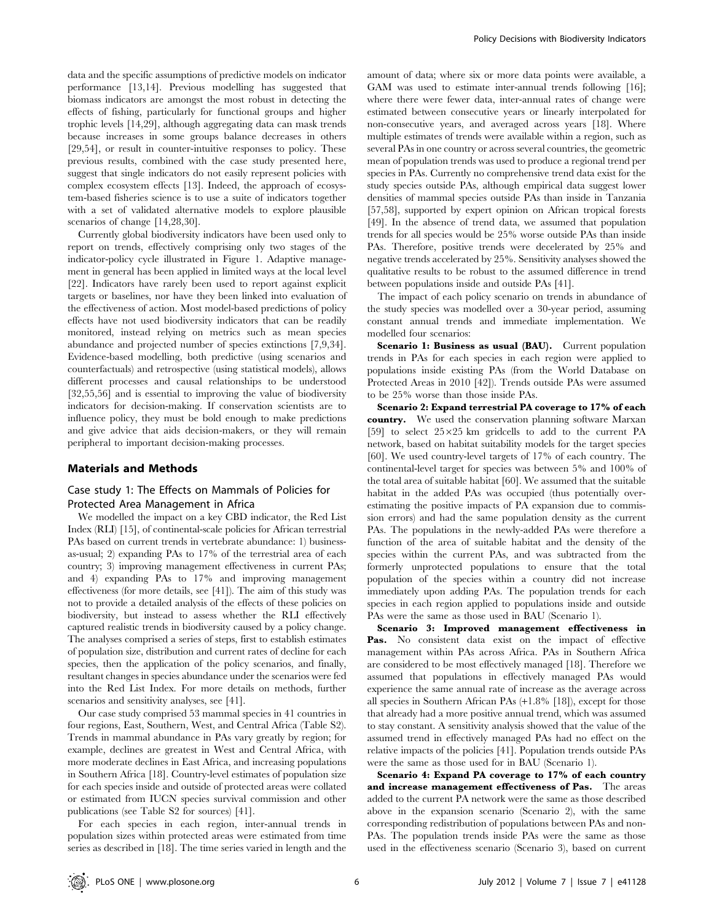data and the specific assumptions of predictive models on indicator performance [13,14]. Previous modelling has suggested that biomass indicators are amongst the most robust in detecting the effects of fishing, particularly for functional groups and higher trophic levels [14,29], although aggregating data can mask trends because increases in some groups balance decreases in others [29,54], or result in counter-intuitive responses to policy. These previous results, combined with the case study presented here, suggest that single indicators do not easily represent policies with complex ecosystem effects [13]. Indeed, the approach of ecosystem-based fisheries science is to use a suite of indicators together with a set of validated alternative models to explore plausible scenarios of change [14,28,30].

Currently global biodiversity indicators have been used only to report on trends, effectively comprising only two stages of the indicator-policy cycle illustrated in Figure 1. Adaptive management in general has been applied in limited ways at the local level [22]. Indicators have rarely been used to report against explicit targets or baselines, nor have they been linked into evaluation of the effectiveness of action. Most model-based predictions of policy effects have not used biodiversity indicators that can be readily monitored, instead relying on metrics such as mean species abundance and projected number of species extinctions [7,9,34]. Evidence-based modelling, both predictive (using scenarios and counterfactuals) and retrospective (using statistical models), allows different processes and causal relationships to be understood [32,55,56] and is essential to improving the value of biodiversity indicators for decision-making. If conservation scientists are to influence policy, they must be bold enough to make predictions and give advice that aids decision-makers, or they will remain peripheral to important decision-making processes.

## Materials and Methods

### Case study 1: The Effects on Mammals of Policies for Protected Area Management in Africa

We modelled the impact on a key CBD indicator, the Red List Index (RLI) [15], of continental-scale policies for African terrestrial PAs based on current trends in vertebrate abundance: 1) business-as-usual; 2) expanding PAs to 17% of the terrestrial area of each country; 3) improving management effectiveness in current PAs; and 4) expanding PAs to 17% and improving management effectiveness (for more details, see [41]). The aim of this study was not to provide a detailed analysis of the effects of these policies on biodiversity, but instead to assess whether the RLI effectively captured realistic trends in biodiversity caused by a policy change. The analyses comprised a series of steps, first to establish estimates of population size, distribution and current rates of decline for each species, then the application of the policy scenarios, and finally, resultant changes in species abundance under the scenarios were fed into the Red List Index. For more details on methods, further scenarios and sensitivity analyses, see [41].

Our case study comprised 53 mammal species in 41 countries in four regions, East, Southern, West, and Central Africa (Table S2). Trends in mammal abundance in PAs vary greatly by region; for example, declines are greatest in West and Central Africa, with more moderate declines in East Africa, and increasing populations in Southern Africa [18]. Country-level estimates of population size for each species inside and outside of protected areas were collated or estimated from IUCN species survival commission and other publications (see Table S2 for sources) [41].

For each species in each region, inter-annual trends in population sizes within protected areas were estimated from time series as described in [18]. The time series varied in length and the amount of data; where six or more data points were available, a GAM was used to estimate inter-annual trends following [16]; where there were fewer data, inter-annual rates of change were estimated between consecutive years or linearly interpolated for non-consecutive years, and averaged across years [18]. Where multiple estimates of trends were available within a region, such as several PAs in one country or across several countries, the geometric mean of population trends was used to produce a regional trend per species in PAs. Currently no comprehensive trend data exist for the study species outside PAs, although empirical data suggest lower densities of mammal species outside PAs than inside in Tanzania [57,58], supported by expert opinion on African tropical forests [49]. In the absence of trend data, we assumed that population trends for all species would be 25% worse outside PAs than inside PAs. Therefore, positive trends were decelerated by 25% and negative trends accelerated by 25%. Sensitivity analyses showed the qualitative results to be robust to the assumed difference in trend between populations inside and outside PAs [41].

The impact of each policy scenario on trends in abundance of the study species was modelled over a 30-year period, assuming constant annual trends and immediate implementation. We modelled four scenarios:

**Scenario 1: Business as usual (BAU).** Current population trends in PAs for each species in each region were applied to populations inside existing PAs (from the World Database on Protected Areas in 2010 [42]). Trends outside PAs were assumed to be 25% worse than those inside PAs.

**Scenario 2: Expand terrestrial PA coverage to 17% of each country.** We used the conservation planning software Marxan [59] to select 25×25 km gridcells to add to the current PA network, based on habitat suitability models for the target species [60]. We used country-level targets of 17% of each country. The continental-level target for species was between 5% and 100% of the total area of suitable habitat [60]. We assumed that the suitable habitat in the added PAs was occupied (thus potentially overestimating the positive impacts of PA expansion due to commission errors) and had the same population density as the current PAs. The populations in the newly-added PAs were therefore a function of the area of suitable habitat and the density of the species within the current PAs, and was subtracted from the formerly unprotected populations to ensure that the total population of the species within a country did not increase immediately upon adding PAs. The population trends for each species in each region applied to populations inside and outside PAs were the same as those used in BAU (Scenario 1).

**Scenario 3: Improved management effectiveness in Pas.** No consistent data exist on the impact of effective management within PAs across Africa. PAs in Southern Africa are considered to be most effectively managed [18]. Therefore we assumed that populations in effectively managed PAs would experience the same annual rate of increase as the average across all species in Southern African PAs (+1.8% [18]), except for those that already had a more positive annual trend, which was assumed to stay constant. A sensitivity analysis showed that the value of the assumed trend in effectively managed PAs had no effect on the relative impacts of the policies [41]. Population trends outside PAs were the same as those used for in BAU (Scenario 1).

**Scenario 4: Expand PA coverage to 17% of each country and increase management effectiveness of Pas.** The areas added to the current PA network were the same as those described above in the expansion scenario (Scenario 2), with the same corresponding redistribution of populations between PAs and non-PAs. The population trends inside PAs were the same as those used in the effectiveness scenario (Scenario 3), based on current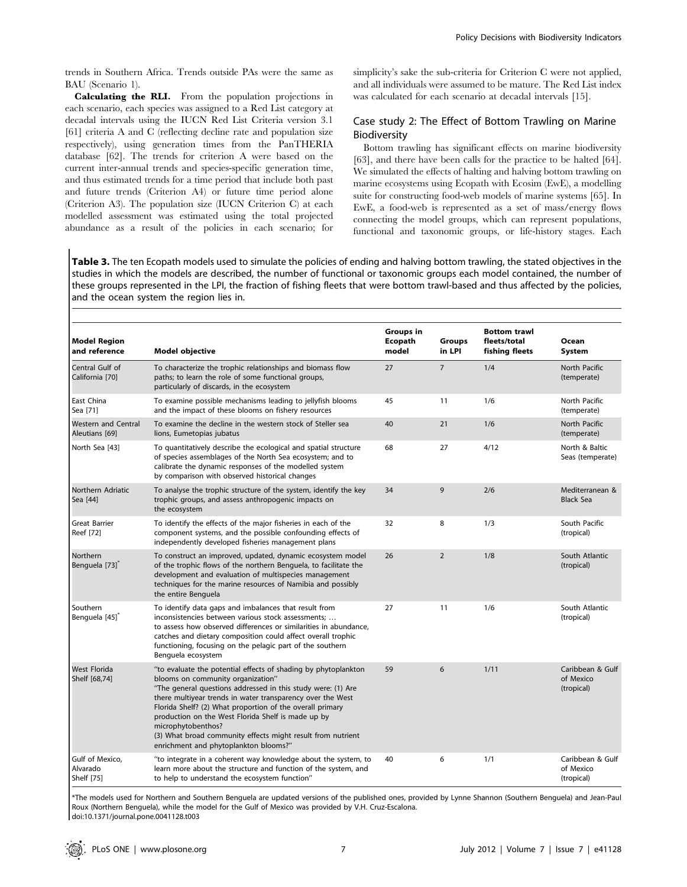trends in Southern Africa. Trends outside PAs were the same as BAU (Scenario 1).

**Calculating the RLI.** From the population projections in each scenario, each species was assigned to a Red List category at decadal intervals using the IUCN Red List Criteria version 3.1 [61] criteria A and C (reflecting decline rate and population size respectively), using generation times from the PanTHERIA database [62]. The trends for criterion A were based on the current inter-annual trends and species-specific generation time, and thus estimated trends for a time period that include both past and future trends (Criterion A4) or future time period alone (Criterion A3). The population size (IUCN Criterion C) at each modelled assessment was estimated using the total projected abundance as a result of the policies in each scenario; for simplicity's sake the sub-criteria for Criterion C were not applied, and all individuals were assumed to be mature. The Red List index was calculated for each scenario at decadal intervals [15].

### Case study 2: The Effect of Bottom Trawling on Marine Biodiversity

Bottom trawling has significant effects on marine biodiversity [63], and there have been calls for the practice to be halted [64]. We simulated the effects of halting and halving bottom trawling on marine ecosystems using Ecopath with Ecosim (EwE), a modelling suite for constructing food-web models of marine systems [65]. In EwE, a food-web is represented as a set of mass/energy flows connecting the model groups, which can represent populations, functional and taxonomic groups, or life-history stages. Each

**Table 3.** The ten Ecopath models used to simulate the policies of ending and halving bottom trawling, the stated objectives in the studies in which the models are described, the number of functional or taxonomic groups each model contained, the number of these groups represented in the LPI, the fraction of fishing fleets that were bottom trawl-based and thus affected by the policies, and the ocean system the region lies in.

| Model Region and reference | Model objective | Groups in Ecopath model | Groups in LPI | Bottom trawl fleets/total fishing fleets | Ocean System |
|---|---|---|---|---|---|
| Central Gulf of California [70] | To characterize the trophic relationships and biomass flow paths; to learn the role of some functional groups, particularly of discards, in the ecosystem | 27 | 7 | 1/4 | North Pacific (temperate) |
| East China Sea [71] | To examine possible mechanisms leading to jellyfish blooms and the impact of these blooms on fishery resources | 45 | 11 | 1/6 | North Pacific (temperate) |
| Western and Central Aleutians [69] | To examine the decline in the western stock of Steller sea lions, Eumetopias jubatus | 40 | 21 | 1/6 | North Pacific (temperate) |
| North Sea [43] | To quantitatively describe the ecological and spatial structure of species assemblages of the North Sea ecosystem; and to calibrate the dynamic responses of the modelled system by comparison with observed historical changes | 68 | 27 | 4/12 | North & Baltic Seas (temperate) |
| Northern Adriatic Sea [44] | To analyse the trophic structure of the system, identify the key trophic groups, and assess anthropogenic impacts on the ecosystem | 34 | 9 | 2/6 | Mediterranean & Black Sea |
| Great Barrier Reef [72] | To identify the effects of the major fisheries in each of the component systems, and the possible confounding effects of independently developed fisheries management plans | 32 | 8 | 1/3 | South Pacific (tropical) |
| Northern Benguela [73]* | To construct an improved, updated, dynamic ecosystem model of the trophic flows of the northern Benguela, to facilitate the development and evaluation of multispecies management techniques for the marine resources of Namibia and possibly the entire Benguela | 26 | 2 | 1/8 | South Atlantic (tropical) |
| Southern Benguela [45]* | To identify data gaps and imbalances that result from inconsistencies between various stock assessments; … to assess how observed differences or similarities in abundance, catches and dietary composition could affect overall trophic functioning, focusing on the pelagic part of the southern Benguela ecosystem | 27 | 11 | 1/6 | South Atlantic (tropical) |
| West Florida Shelf [68,74] | "to evaluate the potential effects of shading by phytoplankton blooms on community organization" "The general questions addressed in this study were: (1) Are there multiyear trends in water transparency over the West Florida Shelf? (2) What proportion of the overall primary production on the West Florida Shelf is made up by microphytobenthos? (3) What broad community effects might result from nutrient enrichment and phytoplankton blooms?" | 59 | 6 | 1/11 | Caribbean & Gulf of Mexico (tropical) |
| Gulf of Mexico, Alvarado Shelf [75] | "to integrate in a coherent way knowledge about the system, to learn more about the structure and function of the system, and to help to understand the ecosystem function" | 40 | 6 | 1/1 | Caribbean & Gulf of Mexico (tropical) |

*The models used for Northern and Southern Benguela are updated versions of the published ones, provided by Lynne Shannon (Southern Benguela) and Jean-Paul Roux (Northern Benguela), while the model for the Gulf of Mexico was provided by V.H. Cruz-Escalona.
doi:10.1371/journal.pone.0041128.t003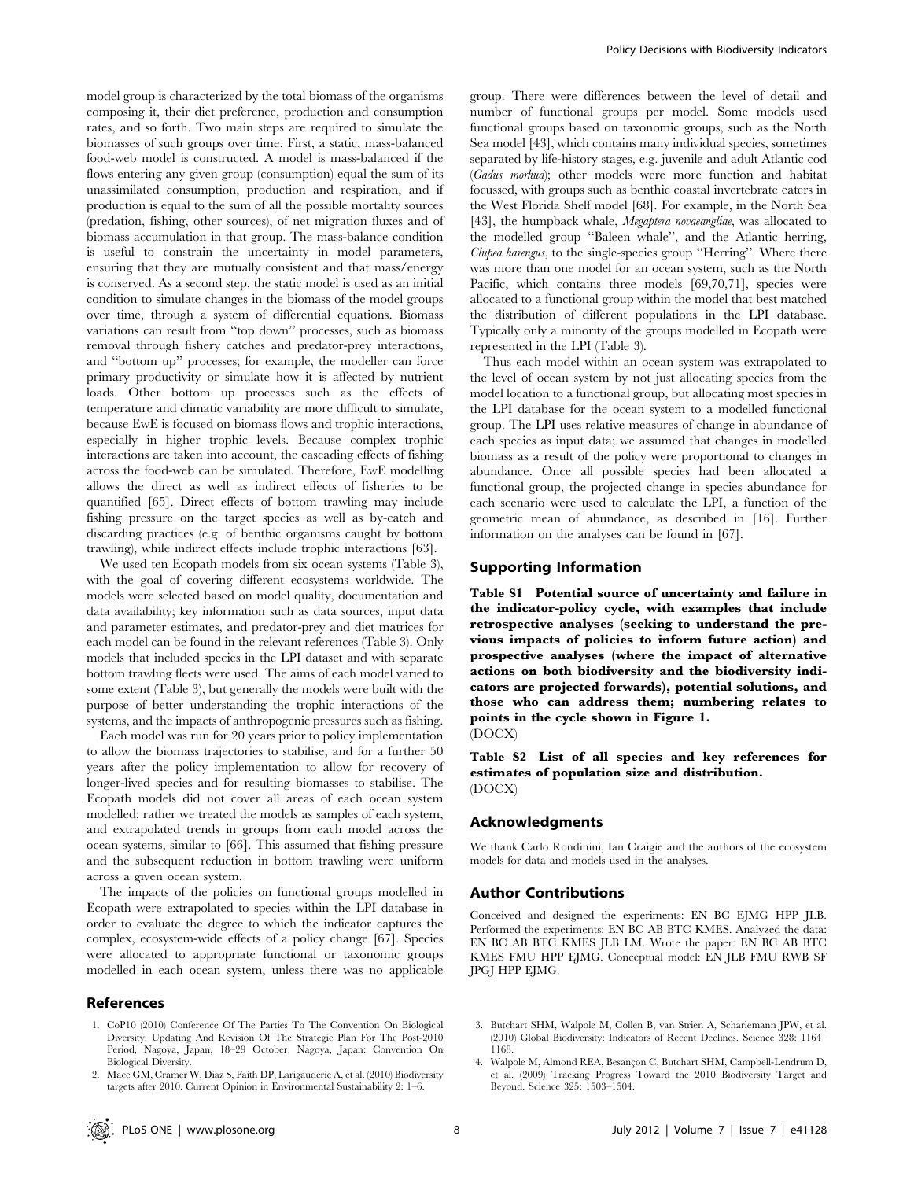model group is characterized by the total biomass of the organisms composing it, their diet preference, production and consumption rates, and so forth. Two main steps are required to simulate the biomasses of such groups over time. First, a static, mass-balanced food-web model is constructed. A model is mass-balanced if the flows entering any given group (consumption) equal the sum of its unassimilated consumption, production and respiration, and if production is equal to the sum of all the possible mortality sources (predation, fishing, other sources), of net migration fluxes and of biomass accumulation in that group. The mass-balance condition is useful to constrain the uncertainty in model parameters, ensuring that they are mutually consistent and that mass/energy is conserved. As a second step, the static model is used as an initial condition to simulate changes in the biomass of the model groups over time, through a system of differential equations. Biomass variations can result from "top down" processes, such as biomass removal through fishery catches and predator-prey interactions, and "bottom up" processes; for example, the modeller can force primary productivity or simulate how it is affected by nutrient loads. Other bottom up processes such as the effects of temperature and climatic variability are more difficult to simulate, because EwE is focused on biomass flows and trophic interactions, especially in higher trophic levels. Because complex trophic interactions are taken into account, the cascading effects of fishing across the food-web can be simulated. Therefore, EwE modelling allows the direct as well as indirect effects of fisheries to be quantified [65]. Direct effects of bottom trawling may include fishing pressure on the target species as well as by-catch and discarding practices (e.g. of benthic organisms caught by bottom trawling), while indirect effects include trophic interactions [63].

We used ten Ecopath models from six ocean systems (Table 3), with the goal of covering different ecosystems worldwide. The models were selected based on model quality, documentation and data availability; key information such as data sources, input data and parameter estimates, and predator-prey and diet matrices for each model can be found in the relevant references (Table 3). Only models that included species in the LPI dataset and with separate bottom trawling fleets were used. The aims of each model varied to some extent (Table 3), but generally the models were built with the purpose of better understanding the trophic interactions of the systems, and the impacts of anthropogenic pressures such as fishing.

Each model was run for 20 years prior to policy implementation to allow the biomass trajectories to stabilise, and for a further 50 years after the policy implementation to allow for recovery of longer-lived species and for resulting biomasses to stabilise. The Ecopath models did not cover all areas of each ocean system modelled; rather we treated the models as samples of each system, and extrapolated trends in groups from each model across the ocean systems, similar to [66]. This assumed that fishing pressure and the subsequent reduction in bottom trawling were uniform across a given ocean system.

The impacts of the policies on functional groups modelled in Ecopath were extrapolated to species within the LPI database in order to evaluate the degree to which the indicator captures the complex, ecosystem-wide effects of a policy change [67]. Species were allocated to appropriate functional or taxonomic groups modelled in each ocean system, unless there was no applicable group. There were differences between the level of detail and number of functional groups per model. Some models used functional groups based on taxonomic groups, such as the North Sea model [43], which contains many individual species, sometimes separated by life-history stages, e.g. juvenile and adult Atlantic cod (*Gadus morhua*); other models were more function and habitat focussed, with groups such as benthic coastal invertebrate eaters in the West Florida Shelf model [68]. For example, in the North Sea [43], the humpback whale, *Megaptera novaeangliae*, was allocated to the modelled group "Baleen whale", and the Atlantic herring, *Clupea harengus*, to the single-species group "Herring". Where there was more than one model for an ocean system, such as the North Pacific, which contains three models [69,70,71], species were allocated to a functional group within the model that best matched the distribution of different populations in the LPI database. Typically only a minority of the groups modelled in Ecopath were represented in the LPI (Table 3).

Thus each model within an ocean system was extrapolated to the level of ocean system by not just allocating species from the model location to a functional group, but allocating most species in the LPI database for the ocean system to a modelled functional group. The LPI uses relative measures of change in abundance of each species as input data; we assumed that changes in modelled biomass as a result of the policy were proportional to changes in abundance. Once all possible species had been allocated a functional group, the projected change in species abundance for each scenario were used to calculate the LPI, a function of the geometric mean of abundance, as described in [16]. Further information on the analyses can be found in [67].

## Supporting Information

**Table S1 Potential source of uncertainty and failure in the indicator-policy cycle, with examples that include retrospective analyses (seeking to understand the previous impacts of policies to inform future action) and prospective analyses (where the impact of alternative actions on both biodiversity and the biodiversity indicators are projected forwards), potential solutions, and those who can address them; numbering relates to points in the cycle shown in Figure 1.**
(DOCX)

**Table S2 List of all species and key references for estimates of population size and distribution.**
(DOCX)

## Acknowledgments

We thank Carlo Rondinini, Ian Craigie and the authors of the ecosystem models for data and models used in the analyses.

## Author Contributions

Conceived and designed the experiments: EN BC EJMG HPP JLB. Performed the experiments: EN BC AB BTC KMES. Analyzed the data: EN BC AB BTC KMES JLB LM. Wrote the paper: EN BC AB BTC KMES FMU HPP EJMG. Conceptual model: EN JLB FMU RWB SF JPGJ HPP EJMG.

## References

1. CoP10 (2010) Conference Of The Parties To The Convention On Biological Diversity: Updating And Revision Of The Strategic Plan For The Post-2010 Period, Nagoya, Japan, 18–29 October. Nagoya, Japan: Convention On Biological Diversity.
2. Mace GM, Cramer W, Diaz S, Faith DP, Larigauderie A, et al. (2010) Biodiversity targets after 2010. Current Opinion in Environmental Sustainability 2: 1–6.
3. Butchart SHM, Walpole M, Collen B, van Strien A, Scharlemann JPW, et al. (2010) Global Biodiversity: Indicators of Recent Declines. Science 328: 1164–1168.
4. Walpole M, Almond REA, Besançon C, Butchart SHM, Campbell-Lendrum D, et al. (2009) Tracking Progress Toward the 2010 Biodiversity Target and Beyond. Science 325: 1503–1504.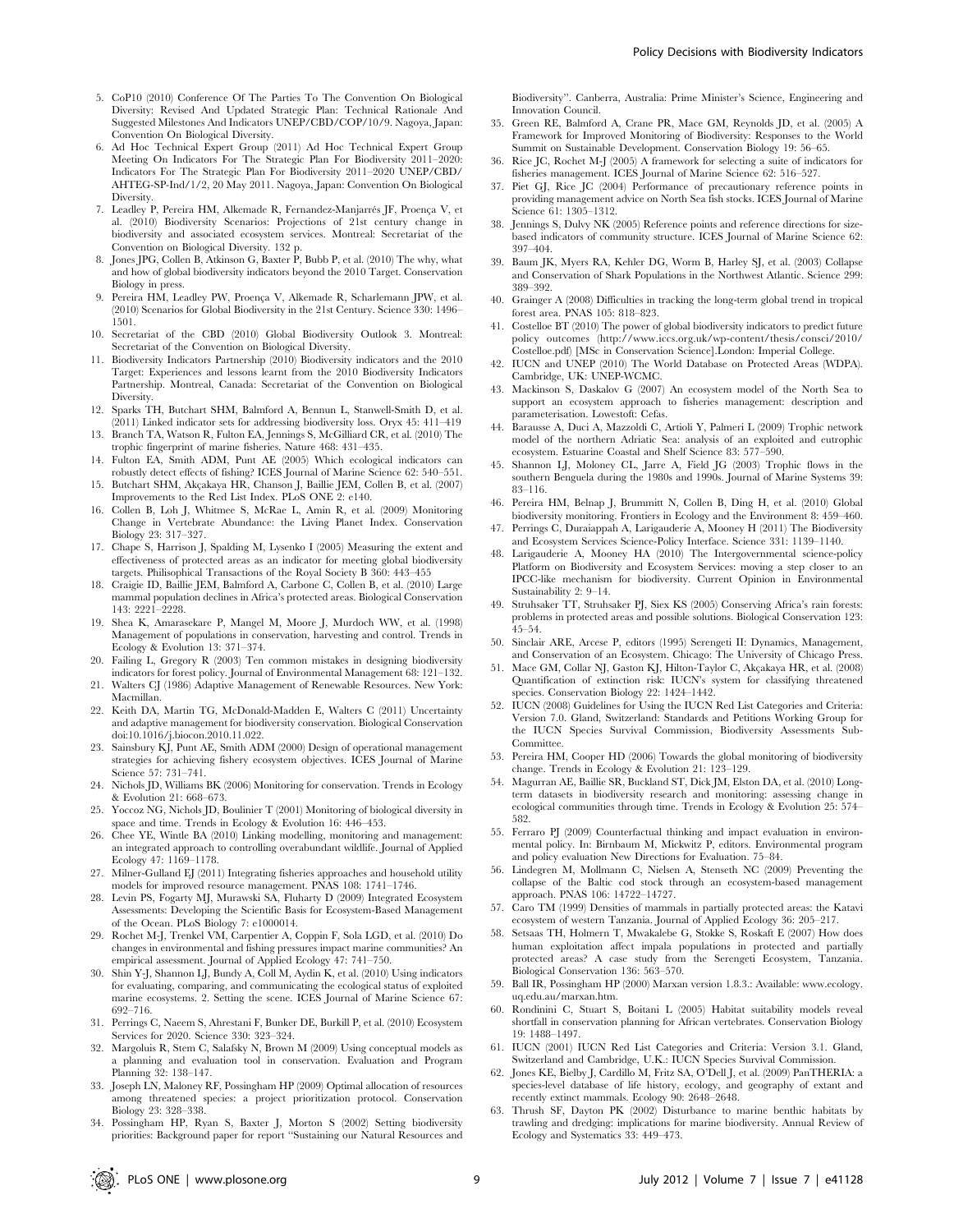5. CoP10 (2010) Conference Of The Parties To The Convention On Biological Diversity: Revised And Updated Strategic Plan: Technical Rationale And Suggested Milestones And Indicators UNEP/CBD/COP/10/9. Nagoya, Japan: Convention On Biological Diversity.
6. Ad Hoc Technical Expert Group (2011) Ad Hoc Technical Expert Group Meeting On Indicators For The Strategic Plan For Biodiversity 2011–2020: Indicators For The Strategic Plan For Biodiversity 2011–2020 UNEP/CBD/AHTEG-SP-Ind/1/2, 20 May 2011. Nagoya, Japan: Convention On Biological Diversity.
7. Leadley P, Pereira HM, Alkemade R, Fernandez-Manjarrés JF, Proença V, et al. (2010) Biodiversity Scenarios: Projections of 21st century change in biodiversity and associated ecosystem services. Montreal: Secretariat of the Convention on Biological Diversity. 132 p.
8. Jones JPG, Collen B, Atkinson G, Baxter P, Bubb P, et al. (2010) The why, what and how of global biodiversity indicators beyond the 2010 Target. Conservation Biology in press.
9. Pereira HM, Leadley PW, Proença V, Alkemade R, Scharlemann JPW, et al. (2010) Scenarios for Global Biodiversity in the 21st Century. Science 330: 1496–1501.
10. Secretariat of the CBD (2010) Global Biodiversity Outlook 3. Montreal: Secretariat of the Convention on Biological Diversity.
11. Biodiversity Indicators Partnership (2010) Biodiversity indicators and the 2010 Target: Experiences and lessons learnt from the 2010 Biodiversity Indicators Partnership. Montreal, Canada: Secretariat of the Convention on Biological Diversity.
12. Sparks TH, Butchart SHM, Balmford A, Bennun L, Stanwell-Smith D, et al. (2011) Linked indicator sets for addressing biodiversity loss. Oryx 45: 411–419
13. Branch TA, Watson R, Fulton EA, Jennings S, McGilliard CR, et al. (2010) The trophic fingerprint of marine fisheries. Nature 468: 431–435.
14. Fulton EA, Smith ADM, Punt AE (2005) Which ecological indicators can robustly detect effects of fishing? ICES Journal of Marine Science 62: 540–551.
15. Butchart SHM, Akçakaya HR, Chanson J, Baillie JEM, Collen B, et al. (2007) Improvements to the Red List Index. PLoS ONE 2: e140.
16. Collen B, Loh J, Whitmee S, McRae L, Amin R, et al. (2009) Monitoring Change in Vertebrate Abundance: the Living Planet Index. Conservation Biology 23: 317–327.
17. Chape S, Harrison J, Spalding M, Lysenko I (2005) Measuring the extent and effectiveness of protected areas as an indicator for meeting global biodiversity targets. Philisophical Transactions of the Royal Society B 360: 443–455
18. Craigie ID, Baillie JEM, Balmford A, Carbone C, Collen B, et al. (2010) Large mammal population declines in Africa's protected areas. Biological Conservation 143: 2221–2228.
19. Shea K, Amarasekare P, Mangel M, Moore J, Murdoch WW, et al. (1998) Management of populations in conservation, harvesting and control. Trends in Ecology & Evolution 13: 371–374.
20. Failing L, Gregory R (2003) Ten common mistakes in designing biodiversity indicators for forest policy. Journal of Environmental Management 68: 121–132.
21. Walters CJ (1986) Adaptive Management of Renewable Resources. New York: Macmillan.
22. Keith DA, Martin TG, McDonald-Madden E, Walters C (2011) Uncertainty and adaptive management for biodiversity conservation. Biological Conservation doi:10.1016/j.biocon.2010.11.022.
23. Sainsbury KJ, Punt AE, Smith ADM (2000) Design of operational management strategies for achieving fishery ecosystem objectives. ICES Journal of Marine Science 57: 731–741.
24. Nichols JD, Williams BK (2006) Monitoring for conservation. Trends in Ecology & Evolution 21: 668–673.
25. Yoccoz NG, Nichols JD, Boulinier T (2001) Monitoring of biological diversity in space and time. Trends in Ecology & Evolution 16: 446–453.
26. Chee YE, Wintle BA (2010) Linking modelling, monitoring and management: an integrated approach to controlling overabundant wildlife. Journal of Applied Ecology 47: 1169–1178.
27. Milner-Gulland EJ (2011) Integrating fisheries approaches and household utility models for improved resource management. PNAS 108: 1741–1746.
28. Levin PS, Fogarty MJ, Murawski SA, Fluharty D (2009) Integrated Ecosystem Assessments: Developing the Scientific Basis for Ecosystem-Based Management of the Ocean. PLoS Biology 7: e1000014.
29. Rochet M-J, Trenkel VM, Carpentier A, Coppin F, Sola LGD, et al. (2010) Do changes in environmental and fishing pressures impact marine communities? An empirical assessment. Journal of Applied Ecology 47: 741–750.
30. Shin Y-J, Shannon LJ, Bundy A, Coll M, Aydin K, et al. (2010) Using indicators for evaluating, comparing, and communicating the ecological status of exploited marine ecosystems. 2. Setting the scene. ICES Journal of Marine Science 67: 692–716.
31. Perrings C, Naeem S, Ahrestani F, Bunker DE, Burkill P, et al. (2010) Ecosystem Services for 2020. Science 330: 323–324.
32. Margoluis R, Stem C, Salafsky N, Brown M (2009) Using conceptual models as a planning and evaluation tool in conservation. Evaluation and Program Planning 32: 138–147.
33. Joseph LN, Maloney RF, Possingham HP (2009) Optimal allocation of resources among threatened species: a project prioritization protocol. Conservation Biology 23: 328–338.
34. Possingham HP, Ryan S, Baxter J, Morton S (2002) Setting biodiversity priorities: Background paper for report "Sustaining our Natural Resources and Biodiversity". Canberra, Australia: Prime Minister's Science, Engineering and Innovation Council.
35. Green RE, Balmford A, Crane PR, Mace GM, Reynolds JD, et al. (2005) A Framework for Improved Monitoring of Biodiversity: Responses to the World Summit on Sustainable Development. Conservation Biology 19: 56–65.
36. Rice JC, Rochet M-J (2005) A framework for selecting a suite of indicators for fisheries management. ICES Journal of Marine Science 62: 516–527.
37. Piet GJ, Rice JC (2004) Performance of precautionary reference points in providing management advice on North Sea fish stocks. ICES Journal of Marine Science 61: 1305–1312.
38. Jennings S, Dulvy NK (2005) Reference points and reference directions for size-based indicators of community structure. ICES Journal of Marine Science 62: 397–404.
39. Baum JK, Myers RA, Kehler DG, Worm B, Harley SJ, et al. (2003) Collapse and Conservation of Shark Populations in the Northwest Atlantic. Science 299: 389–392.
40. Grainger A (2008) Difficulties in tracking the long-term global trend in tropical forest area. PNAS 105: 818–823.
41. Costelloe BT (2010) The power of global biodiversity indicators to predict future policy outcomes (http://www.iccs.org.uk/wp-content/thesis/consci/2010/Costelloe.pdf) [MSc in Conservation Science].London: Imperial College.
42. IUCN and UNEP (2010) The World Database on Protected Areas (WDPA). Cambridge, UK: UNEP-WCMC.
43. Mackinson S, Daskalov G (2007) An ecosystem model of the North Sea to support an ecosystem approach to fisheries management: description and parameterisation. Lowestoft: Cefas.
44. Barausse A, Duci A, Mazzoldi C, Artioli Y, Palmeri L (2009) Trophic network model of the northern Adriatic Sea: analysis of an exploited and eutrophic ecosystem. Estuarine Coastal and Shelf Science 83: 577–590.
45. Shannon LJ, Moloney CL, Jarre A, Field JG (2003) Trophic flows in the southern Benguela during the 1980s and 1990s. Journal of Marine Systems 39: 83–116.
46. Pereira HM, Belnap J, Brummitt N, Collen B, Ding H, et al. (2010) Global biodiversity monitoring. Frontiers in Ecology and the Environment 8: 459–460.
47. Perrings C, Duraiappah A, Larigauderie A, Mooney H (2011) The Biodiversity and Ecosystem Services Science-Policy Interface. Science 331: 1139–1140.
48. Larigauderie A, Mooney HA (2010) The Intergovernmental science-policy Platform on Biodiversity and Ecosystem Services: moving a step closer to an IPCC-like mechanism for biodiversity. Current Opinion in Environmental Sustainability 2: 9–14.
49. Struhsaker TT, Struhsaker PJ, Siex KS (2005) Conserving Africa's rain forests: problems in protected areas and possible solutions. Biological Conservation 123: 45–54.
50. Sinclair ARE, Arcese P, editors (1995) Serengeti II: Dynamics, Management, and Conservation of an Ecosystem. Chicago: The University of Chicago Press.
51. Mace GM, Collar NJ, Gaston KJ, Hilton-Taylor C, Akçakaya HR, et al. (2008) Quantification of extinction risk: IUCN's system for classifying threatened species. Conservation Biology 22: 1424–1442.
52. IUCN (2008) Guidelines for Using the IUCN Red List Categories and Criteria: Version 7.0. Gland, Switzerland: Standards and Petitions Working Group for the IUCN Species Survival Commission, Biodiversity Assessments Sub-Committee.
53. Pereira HM, Cooper HD (2006) Towards the global monitoring of biodiversity change. Trends in Ecology & Evolution 21: 123–129.
54. Magurran AE, Baillie SR, Buckland ST, Dick JM, Elston DA, et al. (2010) Long-term datasets in biodiversity research and monitoring: assessing change in ecological communities through time. Trends in Ecology & Evolution 25: 574–582.
55. Ferraro PJ (2009) Counterfactual thinking and impact evaluation in environmental policy. In: Birnbaum M, Mickwitz P, editors. Environmental program and policy evaluation New Directions for Evaluation. 75–84.
56. Lindegren M, Mollmann C, Nielsen A, Stenseth NC (2009) Preventing the collapse of the Baltic cod stock through an ecosystem-based management approach. PNAS 106: 14722–14727.
57. Caro TM (1999) Densities of mammals in partially protected areas: the Katavi ecosystem of western Tanzania. Journal of Applied Ecology 36: 205–217.
58. Setsaas TH, Holmern T, Mwakalebe G, Stokke S, Roskaft E (2007) How does human exploitation affect impala populations in protected and partially protected areas? A case study from the Serengeti Ecosystem, Tanzania. Biological Conservation 136: 563–570.
59. Ball IR, Possingham HP (2000) Marxan version 1.8.3.: Available: www.ecology.uq.edu.au/marxan.htm.
60. Rondinini C, Stuart S, Boitani L (2005) Habitat suitability models reveal shortfall in conservation planning for African vertebrates. Conservation Biology 19: 1488–1497.
61. IUCN (2001) IUCN Red List Categories and Criteria: Version 3.1. Gland, Switzerland and Cambridge, U.K.: IUCN Species Survival Commission.
62. Jones KE, Bielby J, Cardillo M, Fritz SA, O'Dell J, et al. (2009) PanTHERIA: a species-level database of life history, ecology, and geography of extant and recently extinct mammals. Ecology 90: 2648–2648.
63. Thrush SF, Dayton PK (2002) Disturbance to marine benthic habitats by trawling and dredging: implications for marine biodiversity. Annual Review of Ecology and Systematics 33: 449–473.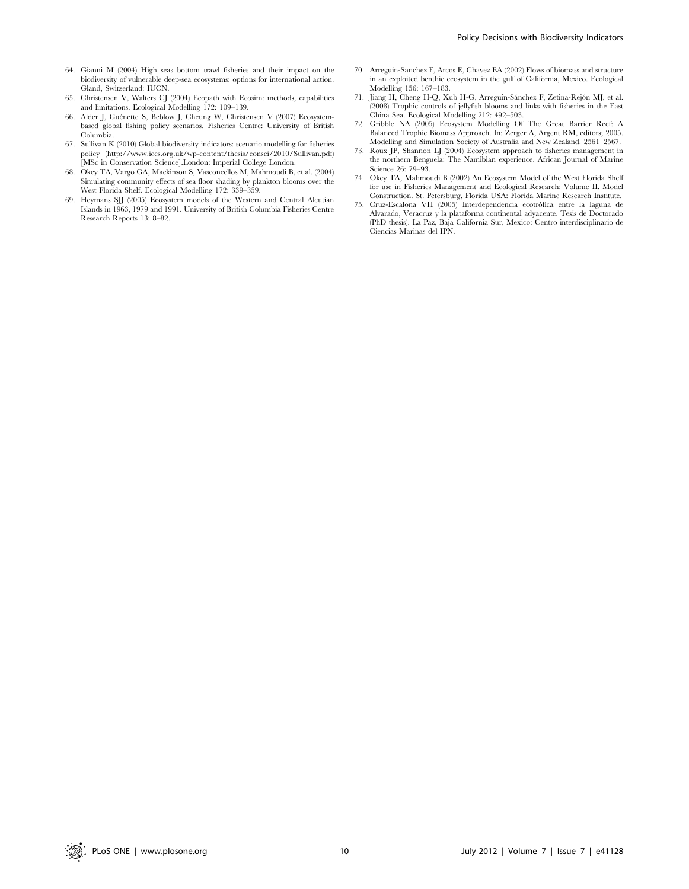64. Gianni M (2004) High seas bottom trawl fisheries and their impact on the biodiversity of vulnerable deep-sea ecosystems: options for international action. Gland, Switzerland: IUCN.
65. Christensen V, Walters CJ (2004) Ecopath with Ecosim: methods, capabilities and limitations. Ecological Modelling 172: 109–139.
66. Alder J, Guénette S, Beblow J, Cheung W, Christensen V (2007) Ecosystem-based global fishing policy scenarios. Fisheries Centre: University of British Columbia.
67. Sullivan K (2010) Global biodiversity indicators: scenario modelling for fisheries policy (http://www.iccs.org.uk/wp-content/thesis/consci/2010/Sullivan.pdf) [MSc in Conservation Science].London: Imperial College London.
68. Okey TA, Vargo GA, Mackinson S, Vasconcellos M, Mahmoudi B, et al. (2004) Simulating community effects of sea floor shading by plankton blooms over the West Florida Shelf. Ecological Modelling 172: 339–359.
69. Heymans SJJ (2005) Ecosystem models of the Western and Central Aleutian Islands in 1963, 1979 and 1991. University of British Columbia Fisheries Centre Research Reports 13: 8–82.
70. Arreguin-Sanchez F, Arcos E, Chavez EA (2002) Flows of biomass and structure in an exploited benthic ecosystem in the gulf of California, Mexico. Ecological Modelling 156: 167–183.
71. Jiang H, Cheng H-Q, Xub H-G, Arreguín-Sánchez F, Zetina-Rejón MJ, et al. (2008) Trophic controls of jellyfish blooms and links with fisheries in the East China Sea. Ecological Modelling 212: 492–503.
72. Gribble NA (2005) Ecosystem Modelling Of The Great Barrier Reef: A Balanced Trophic Biomass Approach. In: Zerger A, Argent RM, editors; 2005. Modelling and Simulation Society of Australia and New Zealand. 2561–2567.
73. Roux JP, Shannon LJ (2004) Ecosystem approach to fisheries management in the northern Benguela: The Namibian experience. African Journal of Marine Science 26: 79–93.
74. Okey TA, Mahmoudi B (2002) An Ecosystem Model of the West Florida Shelf for use in Fisheries Management and Ecological Research: Volume II. Model Construction. St. Petersburg, Florida USA: Florida Marine Research Institute.
75. Cruz-Escalona VH (2005) Interdependencia ecotrófica entre la laguna de Alvarado, Veracruz y la plataforma continental adyacente. Tesis de Doctorado (PhD thesis). La Paz, Baja California Sur, Mexico: Centro interdisciplinario de Ciencias Marinas del IPN.